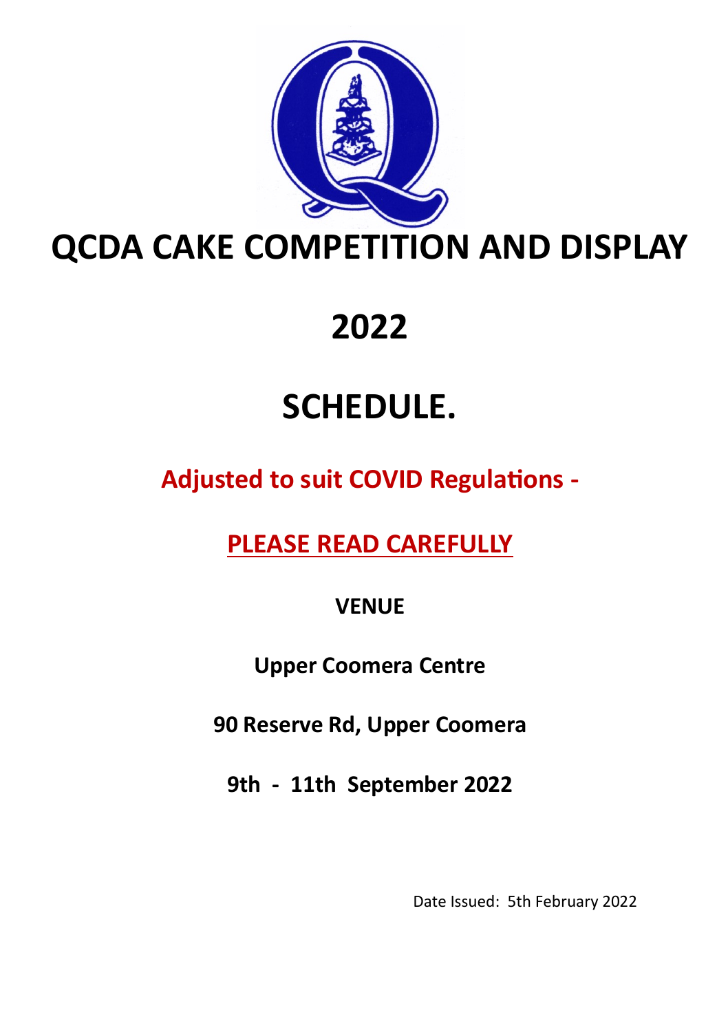# QCDA CAKE COMPETITION AND DISPLAY

# 2022

# SCHEDULE.

**Adjusted to suit COVID Regulations -**

**PLEASE READ CAREFULLY**

**VENUE**

**Upper Coomera Centre**

**90 Reserve Rd, Upper Coomera**

**9th - 11th September 2022**

Date Issued: 5th February 2022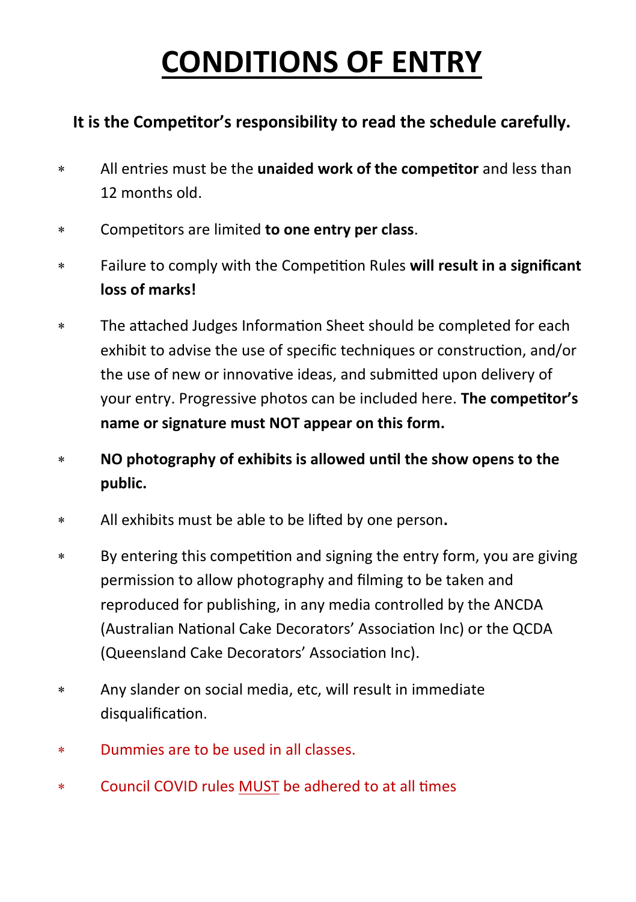# CONDITIONS OF ENTRY

**It is the Competitor's responsibility to read the schedule carefully.**

- All entries must be the **unaided work of the competitor** and less than 12 months old.
- Competitors are limited **to one entry per class**.
- Failure to comply with the Competition Rules **will result in a significant loss of marks!**
- The attached Judges Information Sheet should be completed for each exhibit to advise the use of specific techniques or construction, and/or the use of new or innovative ideas, and submitted upon delivery of your entry. Progressive photos can be included here. **The competitor's name or signature must NOT appear on this form.**
- **NO photography of exhibits is allowed until the show opens to the public.**
- All exhibits must be able to be lifted by one person**.**
- By entering this competition and signing the entry form, you are giving permission to allow photography and filming to be taken and reproduced for publishing, in any media controlled by the ANCDA (Australian National Cake Decorators' Association Inc) or the QCDA (Queensland Cake Decorators' Association Inc).
- Any slander on social media, etc, will result in immediate disqualification.
- Dummies are to be used in all classes.
- Council COVID rules MUST be adhered to at all times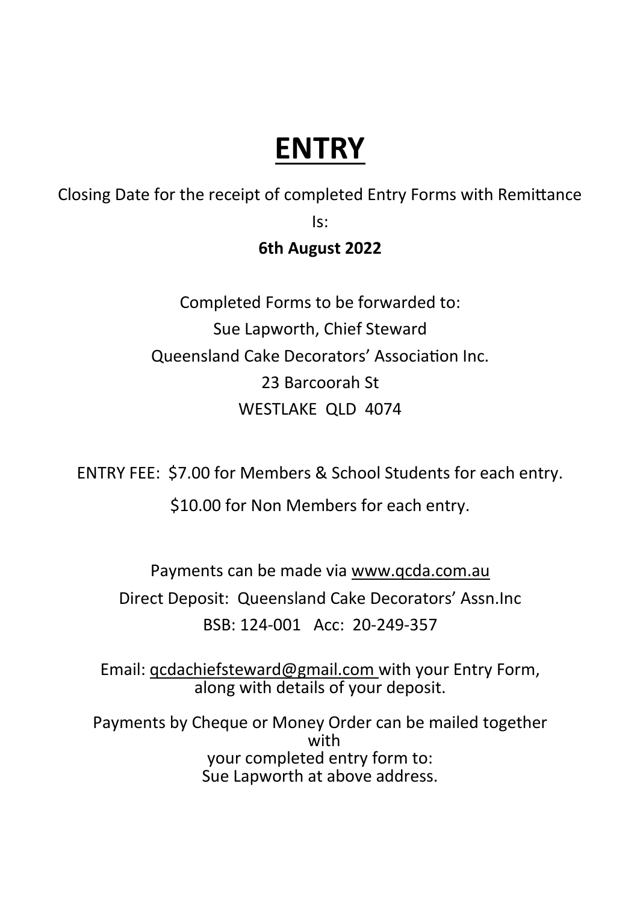# ENTRY

Closing Date for the receipt of completed Entry Forms with Remittance

Is:

**6th August 2022**

Completed Forms to be forwarded to:

Sue Lapworth, Chief Steward

Queensland Cake Decorators' Association Inc.

23 Barcoorah St

WESTLAKE QLD 4074

ENTRY FEE: $7.00 for Members & School Students for each entry.

$10.00 for Non Members for each entry.

Payments can be made via www.qcda.com.au

Direct Deposit: Queensland Cake Decorators' Assn.Inc

BSB: 124-001 Acc: 20-249-357

Email: qcdachiefsteward@gmail.com with your Entry Form, along with details of your deposit.

Payments by Cheque or Money Order can be mailed together with your completed entry form to:
Sue Lapworth at above address.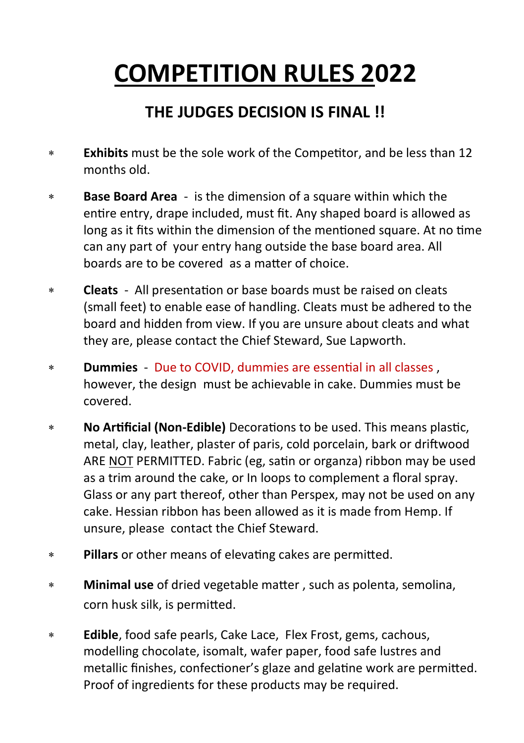# COMPETITION RULES 2022

## THE JUDGES DECISION IS FINAL !!

* **Exhibits** must be the sole work of the Competitor, and be less than 12 months old.
* **Base Board Area** - is the dimension of a square within which the entire entry, drape included, must fit. Any shaped board is allowed as long as it fits within the dimension of the mentioned square. At no time can any part of your entry hang outside the base board area. All boards are to be covered as a matter of choice.
* **Cleats** - All presentation or base boards must be raised on cleats (small feet) to enable ease of handling. Cleats must be adhered to the board and hidden from view. If you are unsure about cleats and what they are, please contact the Chief Steward, Sue Lapworth.
* **Dummies** - Due to COVID, dummies are essential in all classes , however, the design must be achievable in cake. Dummies must be covered.
* **No Artificial (Non-Edible)** Decorations to be used. This means plastic, metal, clay, leather, plaster of paris, cold porcelain, bark or driftwood ARE <u>NOT</u> PERMITTED. Fabric (eg, satin or organza) ribbon may be used as a trim around the cake, or In loops to complement a floral spray. Glass or any part thereof, other than Perspex, may not be used on any cake. Hessian ribbon has been allowed as it is made from Hemp. If unsure, please contact the Chief Steward.
* **Pillars** or other means of elevating cakes are permitted.
* **Minimal use** of dried vegetable matter , such as polenta, semolina, corn husk silk, is permitted.
* **Edible**, food safe pearls, Cake Lace, Flex Frost, gems, cachous, modelling chocolate, isomalt, wafer paper, food safe lustres and metallic finishes, confectioner's glaze and gelatine work are permitted. Proof of ingredients for these products may be required.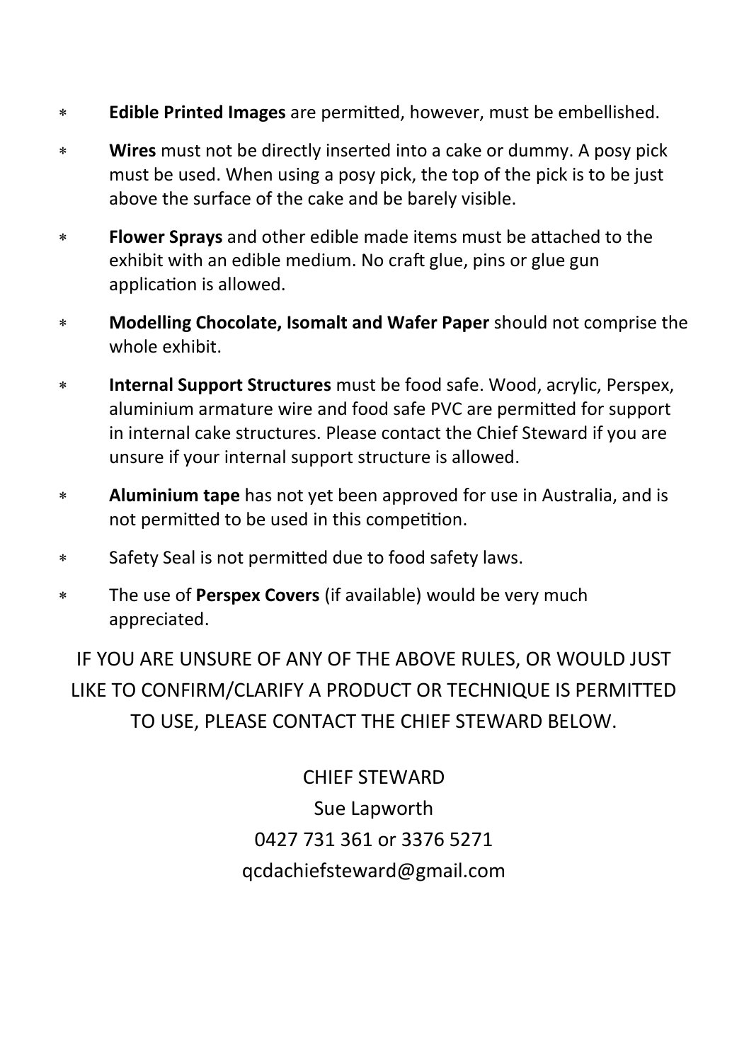* **Edible Printed Images** are permitted, however, must be embellished.
* **Wires** must not be directly inserted into a cake or dummy. A posy pick must be used. When using a posy pick, the top of the pick is to be just above the surface of the cake and be barely visible.
* **Flower Sprays** and other edible made items must be attached to the exhibit with an edible medium. No craft glue, pins or glue gun application is allowed.
* **Modelling Chocolate, Isomalt and Wafer Paper** should not comprise the whole exhibit.
* **Internal Support Structures** must be food safe. Wood, acrylic, Perspex, aluminium armature wire and food safe PVC are permitted for support in internal cake structures. Please contact the Chief Steward if you are unsure if your internal support structure is allowed.
* **Aluminium tape** has not yet been approved for use in Australia, and is not permitted to be used in this competition.
* Safety Seal is not permitted due to food safety laws.
* The use of **Perspex Covers** (if available) would be very much appreciated.

IF YOU ARE UNSURE OF ANY OF THE ABOVE RULES, OR WOULD JUST LIKE TO CONFIRM/CLARIFY A PRODUCT OR TECHNIQUE IS PERMITTED TO USE, PLEASE CONTACT THE CHIEF STEWARD BELOW.

CHIEF STEWARD
Sue Lapworth
0427 731 361 or 3376 5271
qcdachiefsteward@gmail.com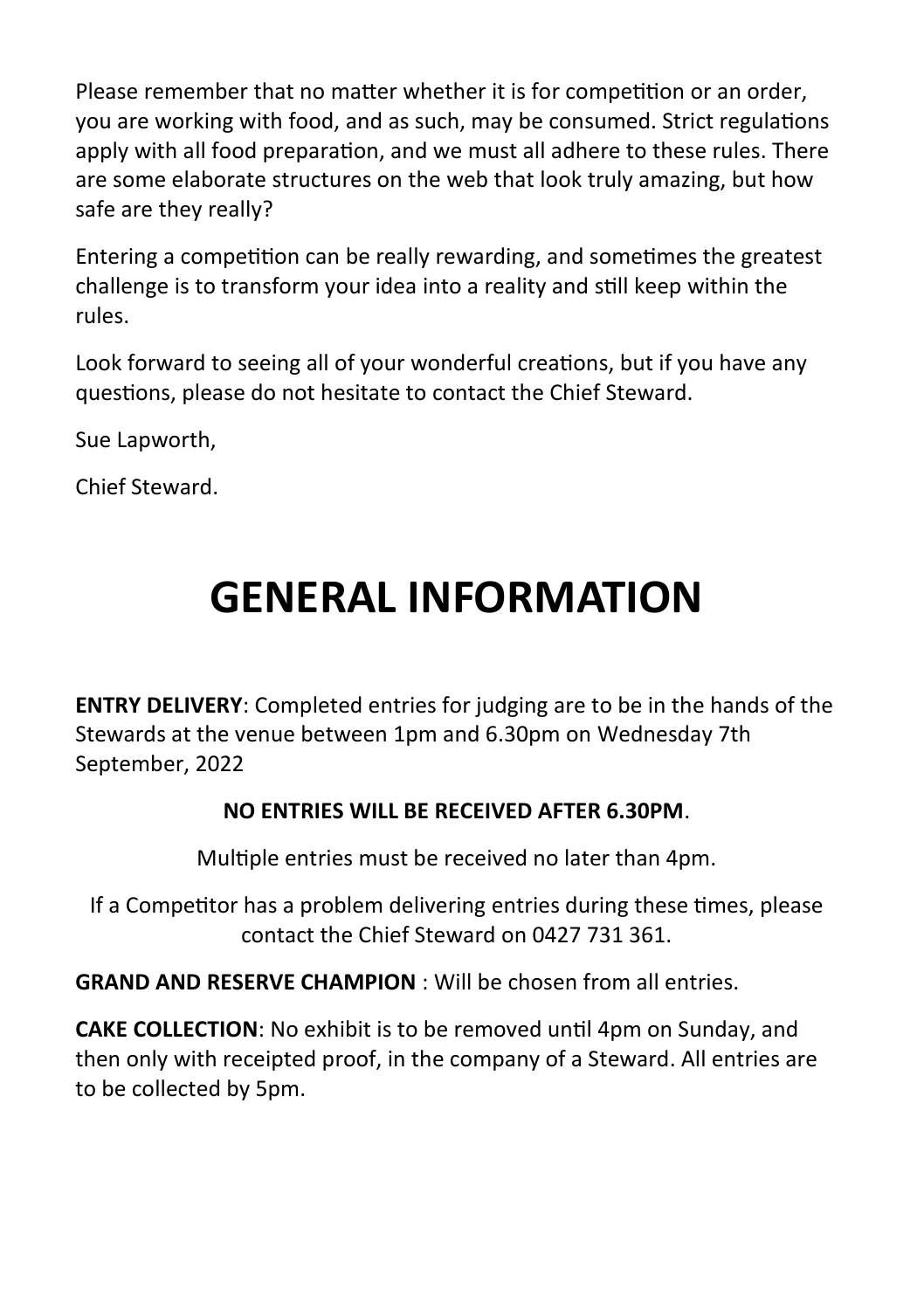Please remember that no matter whether it is for competition or an order, you are working with food, and as such, may be consumed. Strict regulations apply with all food preparation, and we must all adhere to these rules. There are some elaborate structures on the web that look truly amazing, but how safe are they really?

Entering a competition can be really rewarding, and sometimes the greatest challenge is to transform your idea into a reality and still keep within the rules.

Look forward to seeing all of your wonderful creations, but if you have any questions, please do not hesitate to contact the Chief Steward.

Sue Lapworth,

Chief Steward.

# GENERAL INFORMATION

**ENTRY DELIVERY**: Completed entries for judging are to be in the hands of the Stewards at the venue between 1pm and 6.30pm on Wednesday 7th September, 2022

**NO ENTRIES WILL BE RECEIVED AFTER 6.30PM**.

Multiple entries must be received no later than 4pm.

If a Competitor has a problem delivering entries during these times, please contact the Chief Steward on 0427 731 361.

**GRAND AND RESERVE CHAMPION** : Will be chosen from all entries.

**CAKE COLLECTION**: No exhibit is to be removed until 4pm on Sunday, and then only with receipted proof, in the company of a Steward. All entries are to be collected by 5pm.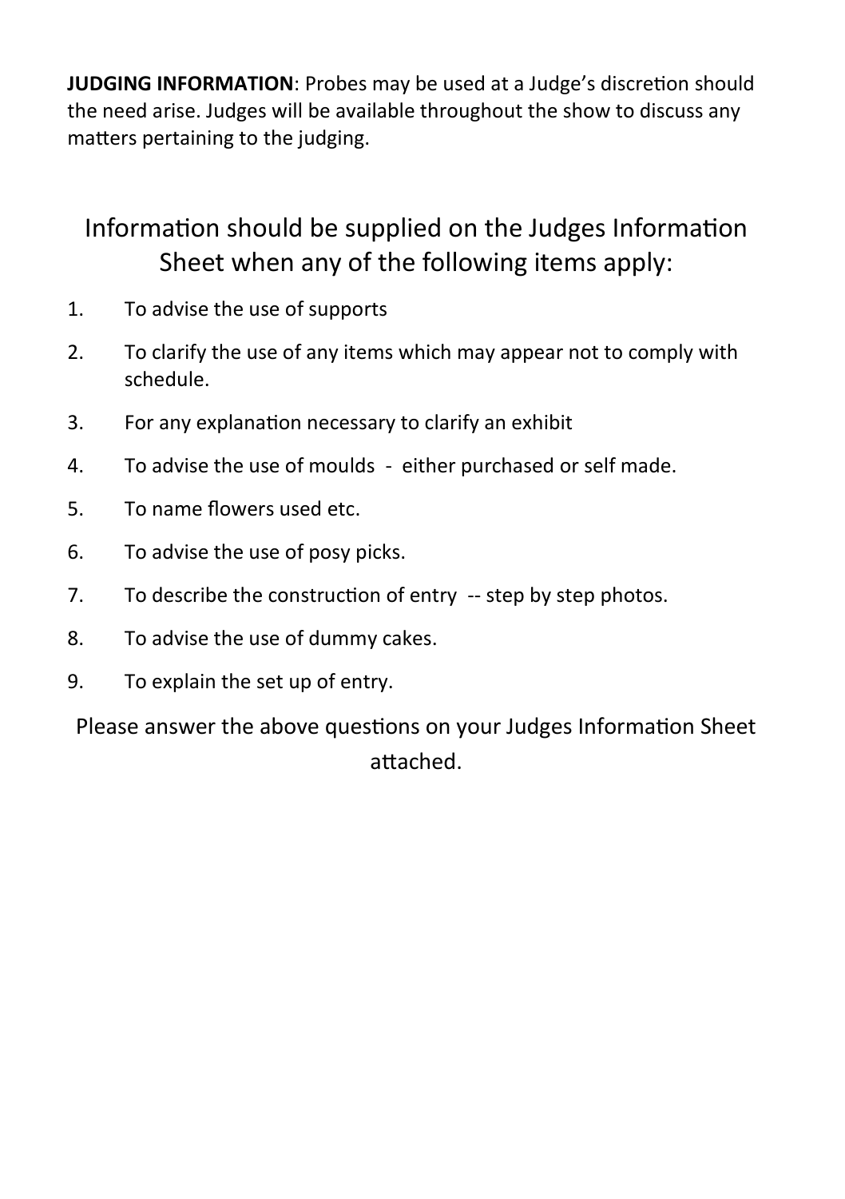**JUDGING INFORMATION**: Probes may be used at a Judge's discretion should the need arise. Judges will be available throughout the show to discuss any matters pertaining to the judging.

## Information should be supplied on the Judges Information Sheet when any of the following items apply:

1. To advise the use of supports
2. To clarify the use of any items which may appear not to comply with schedule.
3. For any explanation necessary to clarify an exhibit
4. To advise the use of moulds - either purchased or self made.
5. To name flowers used etc.
6. To advise the use of posy picks.
7. To describe the construction of entry -- step by step photos.
8. To advise the use of dummy cakes.
9. To explain the set up of entry.

Please answer the above questions on your Judges Information Sheet attached.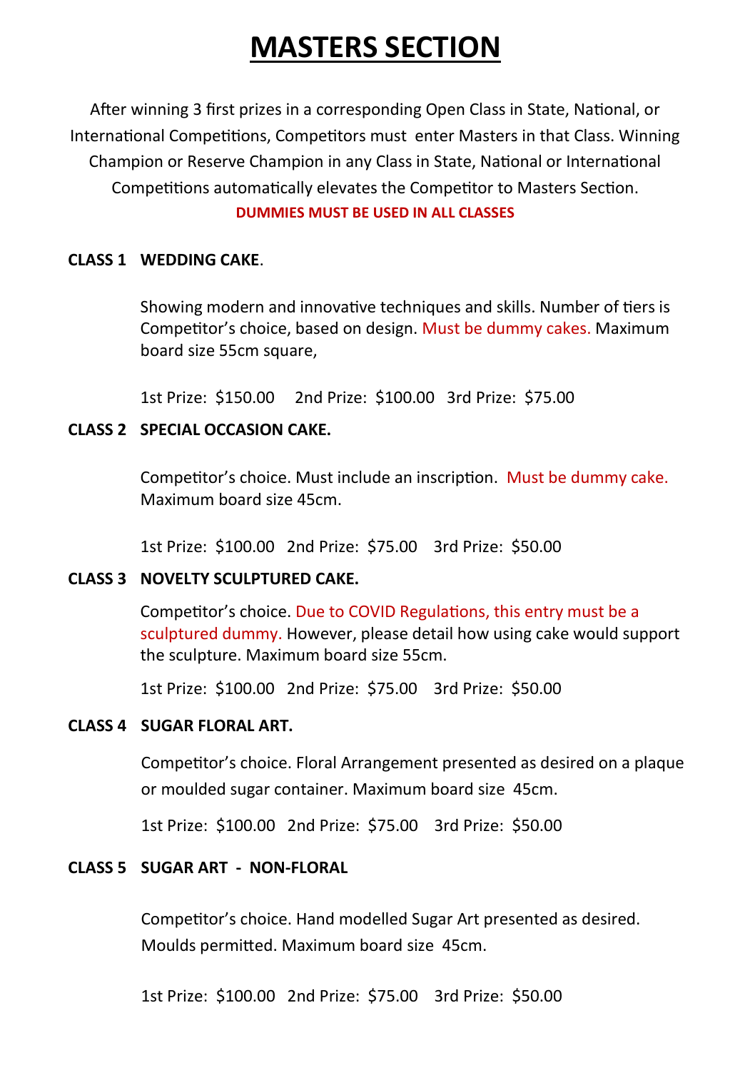# MASTERS SECTION

After winning 3 first prizes in a corresponding Open Class in State, National, or International Competitions, Competitors must enter Masters in that Class. Winning Champion or Reserve Champion in any Class in State, National or International Competitions automatically elevates the Competitor to Masters Section.

**DUMMIES MUST BE USED IN ALL CLASSES**

**CLASS 1 WEDDING CAKE**.

Showing modern and innovative techniques and skills. Number of tiers is Competitor's choice, based on design. Must be dummy cakes. Maximum board size 55cm square,

1st Prize: $150.00 2nd Prize: $100.00 3rd Prize: $75.00

**CLASS 2 SPECIAL OCCASION CAKE.**

Competitor's choice. Must include an inscription. Must be dummy cake. Maximum board size 45cm.

1st Prize: $100.00 2nd Prize: $75.00 3rd Prize: $50.00

**CLASS 3 NOVELTY SCULPTURED CAKE.**

Competitor's choice. Due to COVID Regulations, this entry must be a sculptured dummy. However, please detail how using cake would support the sculpture. Maximum board size 55cm.

1st Prize: $100.00 2nd Prize: $75.00 3rd Prize: $50.00

**CLASS 4 SUGAR FLORAL ART.**

Competitor's choice. Floral Arrangement presented as desired on a plaque or moulded sugar container. Maximum board size 45cm.

1st Prize: $100.00 2nd Prize: $75.00 3rd Prize: $50.00

**CLASS 5 SUGAR ART - NON-FLORAL**

Competitor's choice. Hand modelled Sugar Art presented as desired. Moulds permitted. Maximum board size 45cm.

1st Prize: $100.00 2nd Prize: $75.00 3rd Prize: $50.00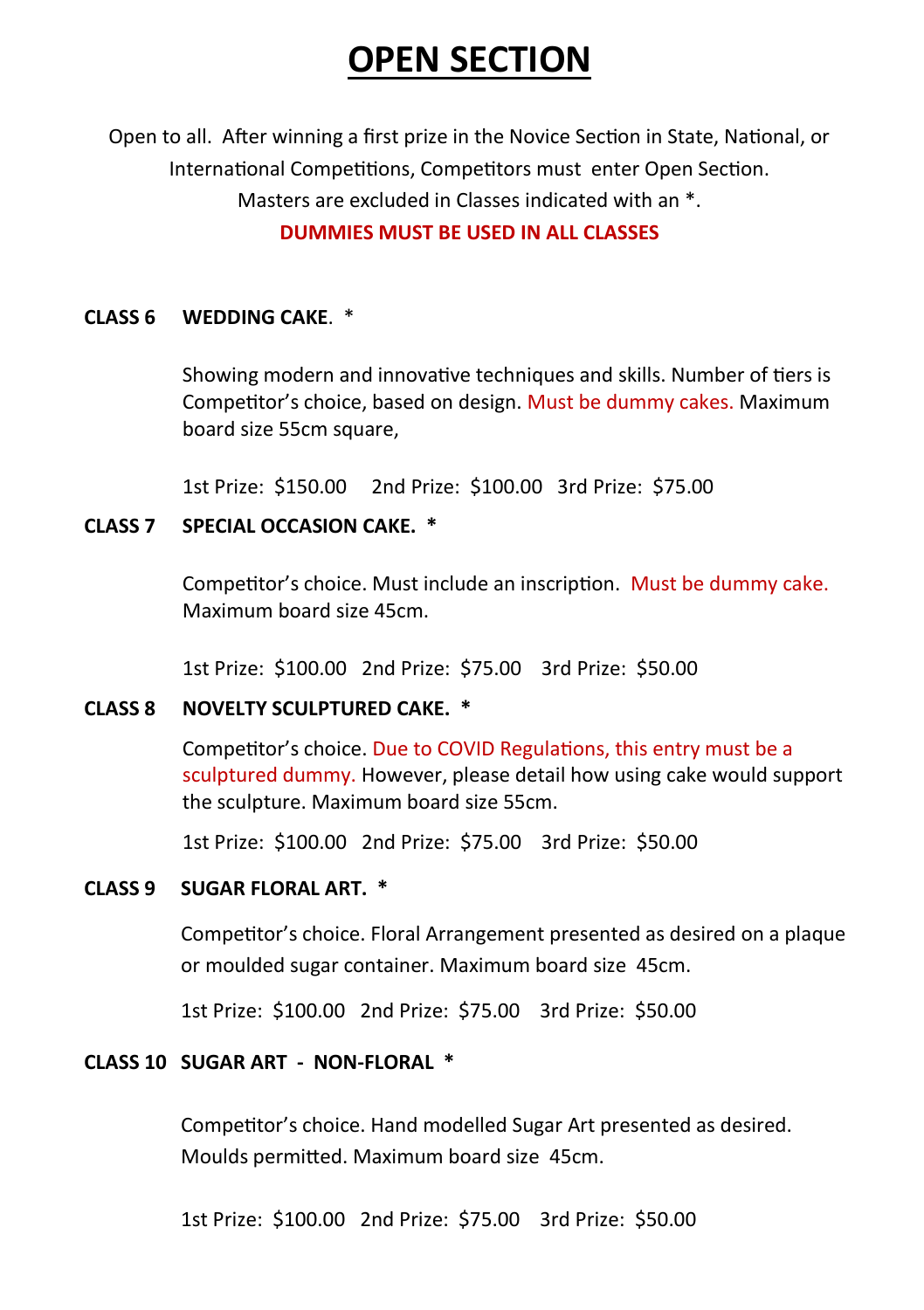# OPEN SECTION

Open to all. After winning a first prize in the Novice Section in State, National, or International Competitions, Competitors must enter Open Section.
Masters are excluded in Classes indicated with an *.

**DUMMIES MUST BE USED IN ALL CLASSES**

**CLASS 6 WEDDING CAKE. ***

Showing modern and innovative techniques and skills. Number of tiers is Competitor's choice, based on design. Must be dummy cakes. Maximum board size 55cm square,

1st Prize: $150.00 2nd Prize: $100.00 3rd Prize: $75.00

**CLASS 7 SPECIAL OCCASION CAKE. ***

Competitor's choice. Must include an inscription. Must be dummy cake. Maximum board size 45cm.

1st Prize: $100.00 2nd Prize: $75.00 3rd Prize: $50.00

**CLASS 8 NOVELTY SCULPTURED CAKE. ***

Competitor's choice. Due to COVID Regulations, this entry must be a sculptured dummy. However, please detail how using cake would support the sculpture. Maximum board size 55cm.

1st Prize: $100.00 2nd Prize: $75.00 3rd Prize: $50.00

**CLASS 9 SUGAR FLORAL ART. ***

Competitor's choice. Floral Arrangement presented as desired on a plaque or moulded sugar container. Maximum board size 45cm.

1st Prize: $100.00 2nd Prize: $75.00 3rd Prize: $50.00

**CLASS 10 SUGAR ART - NON-FLORAL ***

Competitor's choice. Hand modelled Sugar Art presented as desired. Moulds permitted. Maximum board size 45cm.

1st Prize: $100.00 2nd Prize: $75.00 3rd Prize: $50.00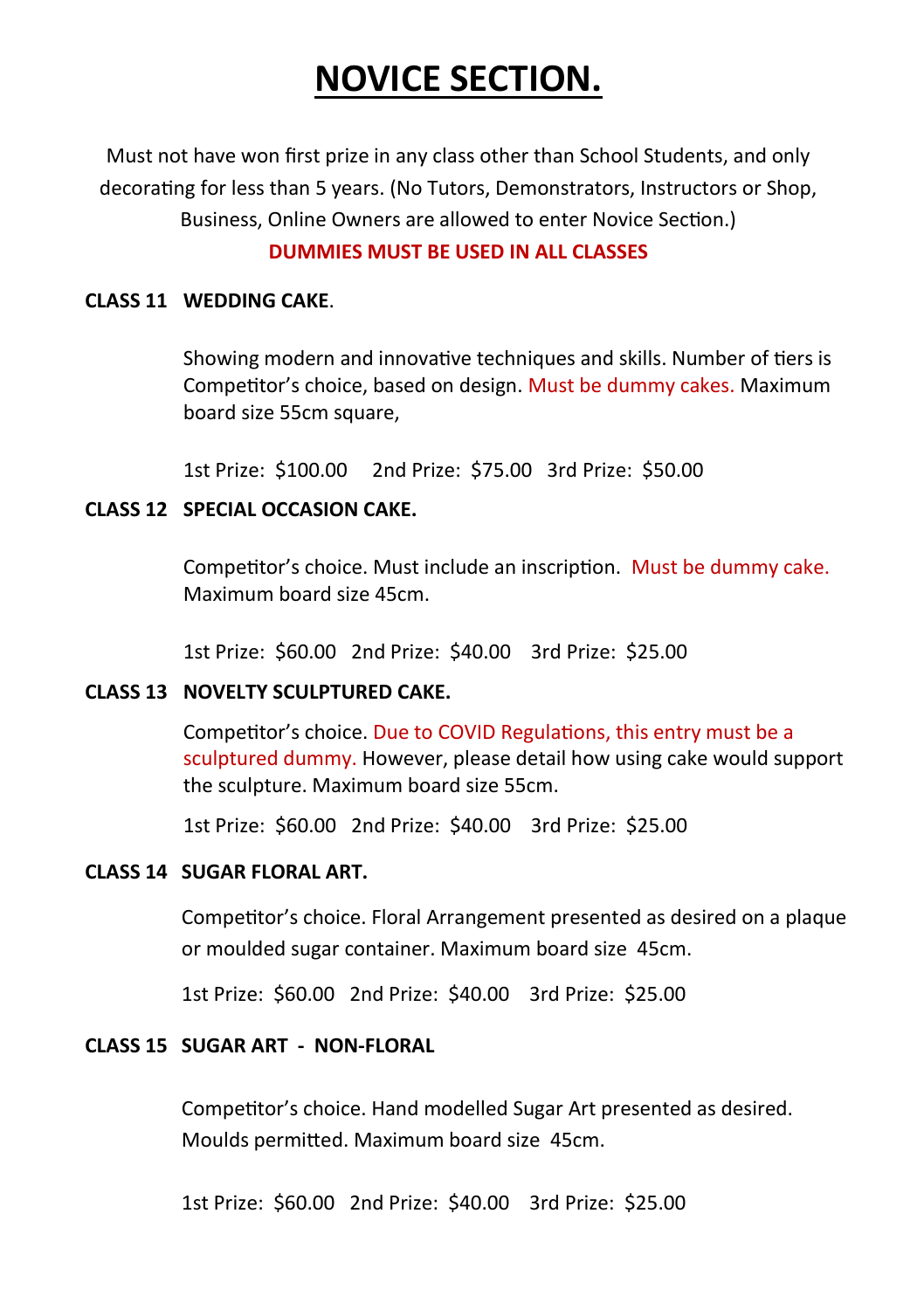# NOVICE SECTION.

Must not have won first prize in any class other than School Students, and only decorating for less than 5 years. (No Tutors, Demonstrators, Instructors or Shop, Business, Online Owners are allowed to enter Novice Section.)

**DUMMIES MUST BE USED IN ALL CLASSES**

**CLASS 11 WEDDING CAKE**.

Showing modern and innovative techniques and skills. Number of tiers is Competitor's choice, based on design. Must be dummy cakes. Maximum board size 55cm square,

1st Prize: $100.00 2nd Prize: $75.00 3rd Prize: $50.00

**CLASS 12 SPECIAL OCCASION CAKE.**

Competitor's choice. Must include an inscription. Must be dummy cake. Maximum board size 45cm.

1st Prize: $60.00 2nd Prize: $40.00 3rd Prize: $25.00

**CLASS 13 NOVELTY SCULPTURED CAKE.**

Competitor's choice. Due to COVID Regulations, this entry must be a sculptured dummy. However, please detail how using cake would support the sculpture. Maximum board size 55cm.

1st Prize: $60.00 2nd Prize: $40.00 3rd Prize: $25.00

**CLASS 14 SUGAR FLORAL ART.**

Competitor's choice. Floral Arrangement presented as desired on a plaque or moulded sugar container. Maximum board size 45cm.

1st Prize: $60.00 2nd Prize: $40.00 3rd Prize: $25.00

**CLASS 15 SUGAR ART - NON-FLORAL**

Competitor's choice. Hand modelled Sugar Art presented as desired. Moulds permitted. Maximum board size 45cm.

1st Prize: $60.00 2nd Prize: $40.00 3rd Prize: $25.00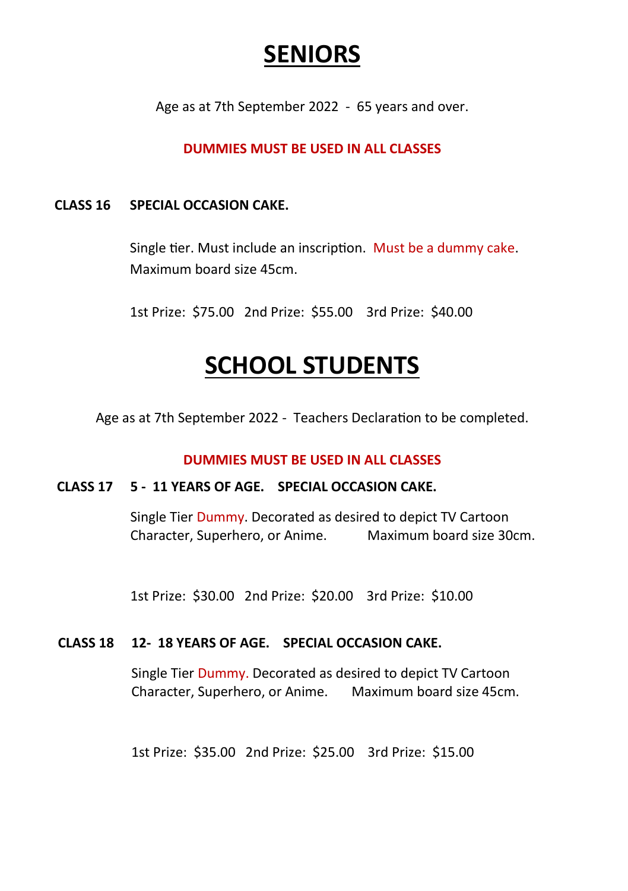# SENIORS

Age as at 7th September 2022 - 65 years and over.

**DUMMIES MUST BE USED IN ALL CLASSES**

**CLASS 16 SPECIAL OCCASION CAKE.**

Single tier. Must include an inscription. Must be a dummy cake. Maximum board size 45cm.

1st Prize: $75.00 2nd Prize: $55.00 3rd Prize: $40.00

# SCHOOL STUDENTS

Age as at 7th September 2022 - Teachers Declaration to be completed.

**DUMMIES MUST BE USED IN ALL CLASSES**

**CLASS 17 5 - 11 YEARS OF AGE. SPECIAL OCCASION CAKE.**

Single Tier Dummy. Decorated as desired to depict TV Cartoon Character, Superhero, or Anime. Maximum board size 30cm.

1st Prize: $30.00 2nd Prize: $20.00 3rd Prize: $10.00

**CLASS 18 12- 18 YEARS OF AGE. SPECIAL OCCASION CAKE.**

Single Tier Dummy. Decorated as desired to depict TV Cartoon Character, Superhero, or Anime. Maximum board size 45cm.

1st Prize: $35.00 2nd Prize: $25.00 3rd Prize: $15.00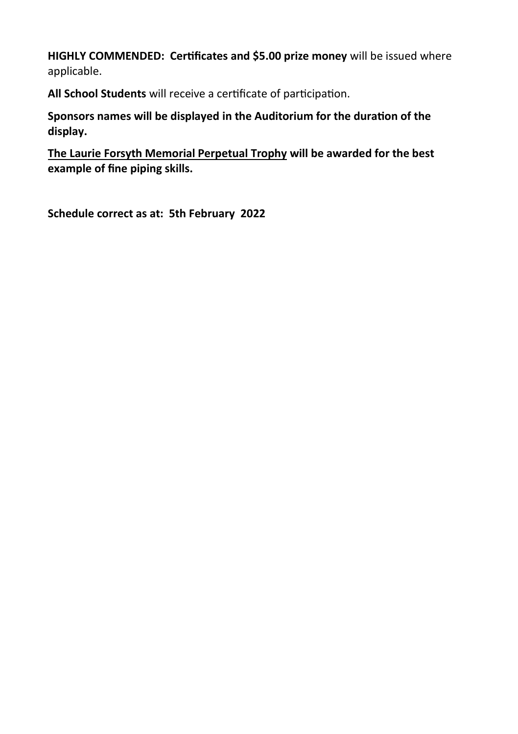**HIGHLY COMMENDED: Certificates and $5.00 prize money** will be issued where applicable.

**All School Students** will receive a certificate of participation.

**Sponsors names will be displayed in the Auditorium for the duration of the display.**

**<u>The Laurie Forsyth Memorial Perpetual Trophy</u> will be awarded for the best example of fine piping skills.**

**Schedule correct as at: 5th February 2022**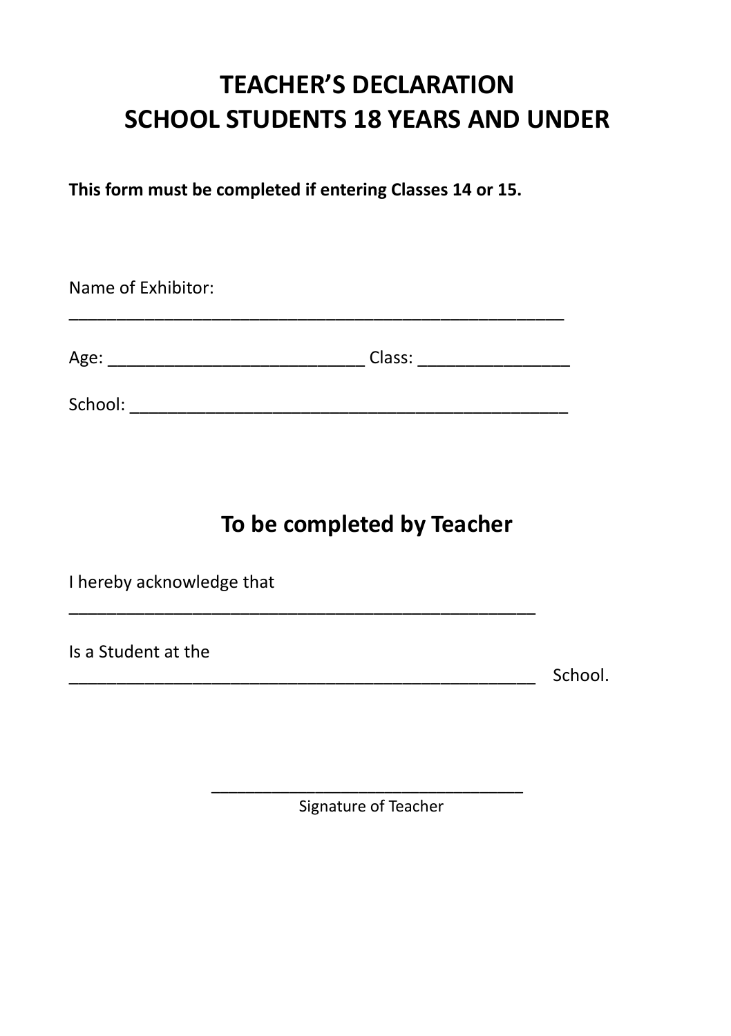# TEACHER'S DECLARATION
# SCHOOL STUDENTS 18 YEARS AND UNDER

**This form must be completed if entering Classes 14 or 15.**

Name of Exhibitor:

_______________________________________________________

Age: ____________________________ Class: ________________

School: ________________________________________________

## To be completed by Teacher

I hereby acknowledge that

____________________________________________________

Is a Student at the

____________________________________________________ School.

___________________________________

Signature of Teacher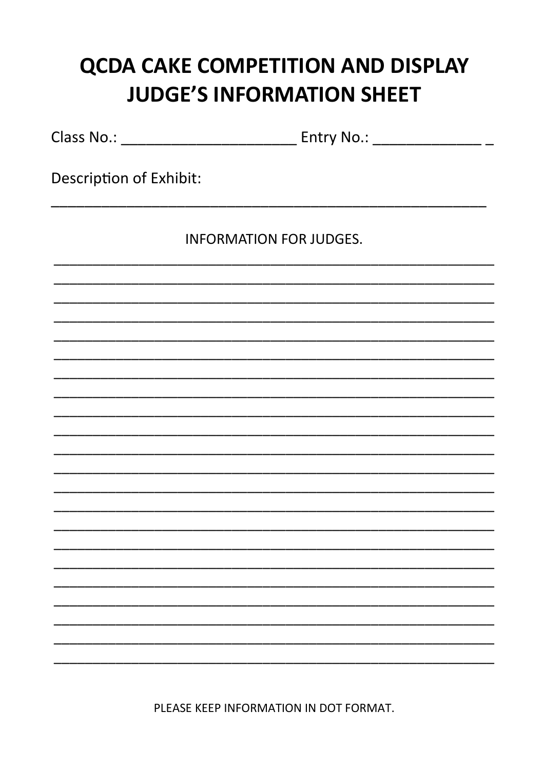# QCDA CAKE COMPETITION AND DISPLAY
# JUDGE'S INFORMATION SHEET

Class No.: ______________________ Entry No.: ______________ _

Description of Exhibit:

_______________________________________________________

INFORMATION FOR JUDGES.

_______________________________________________________
_______________________________________________________
_______________________________________________________
_______________________________________________________
_______________________________________________________
_______________________________________________________
_______________________________________________________
_______________________________________________________
_______________________________________________________
_______________________________________________________
_______________________________________________________
_______________________________________________________
_______________________________________________________
_______________________________________________________
_______________________________________________________
_______________________________________________________
_______________________________________________________
_______________________________________________________
_______________________________________________________
_______________________________________________________
_______________________________________________________
_______________________________________________________

PLEASE KEEP INFORMATION IN DOT FORMAT.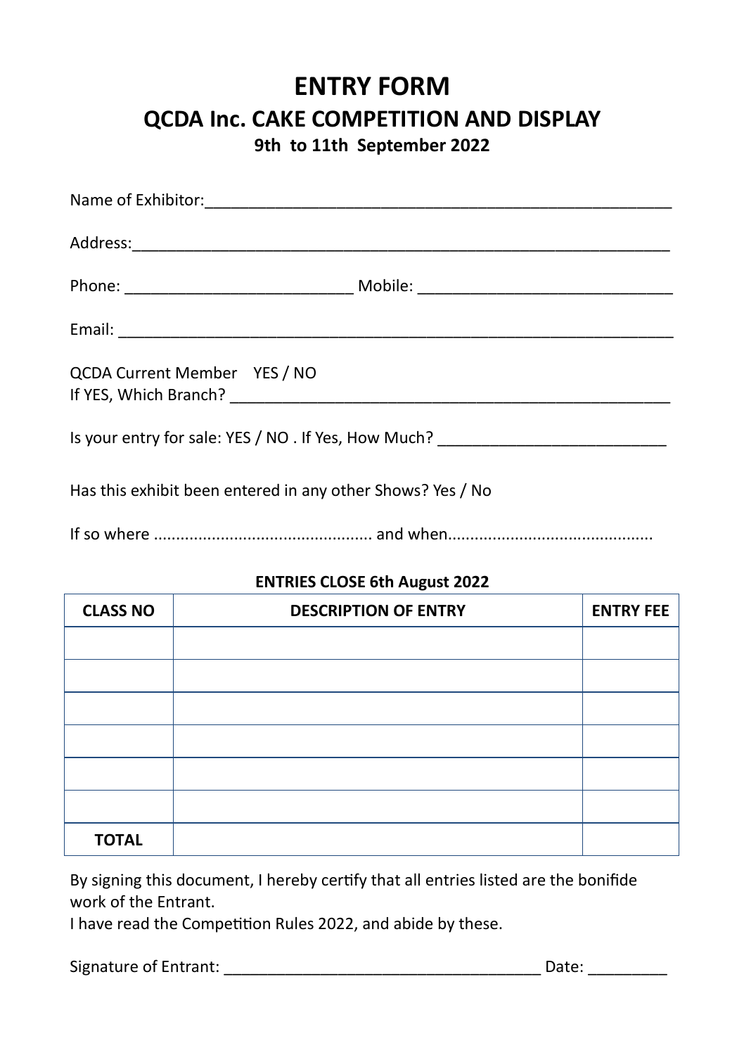# ENTRY FORM

## QCDA Inc. CAKE COMPETITION AND DISPLAY

**9th to 11th September 2022**

Name of Exhibitor:_______________________________________________________

Address:_______________________________________________________________

Phone: __________________________ Mobile: ______________________________

Email: _________________________________________________________________

QCDA Current Member YES / NO
If YES, Which Branch? ____________________________________________________

Is your entry for sale: YES / NO . If Yes, How Much? __________________________

Has this exhibit been entered in any other Shows? Yes / No

If so where ................................................ and when.............................................

**ENTRIES CLOSE 6th August 2022**

| CLASS NO | DESCRIPTION OF ENTRY | ENTRY FEE |
|---|---|---|
| | | |
| | | |
| | | |
| | | |
| | | |
| | | |
| **TOTAL** | | |

By signing this document, I hereby certify that all entries listed are the bonifide work of the Entrant.
I have read the Competition Rules 2022, and abide by these.

Signature of Entrant: ____________________________________ Date: _________